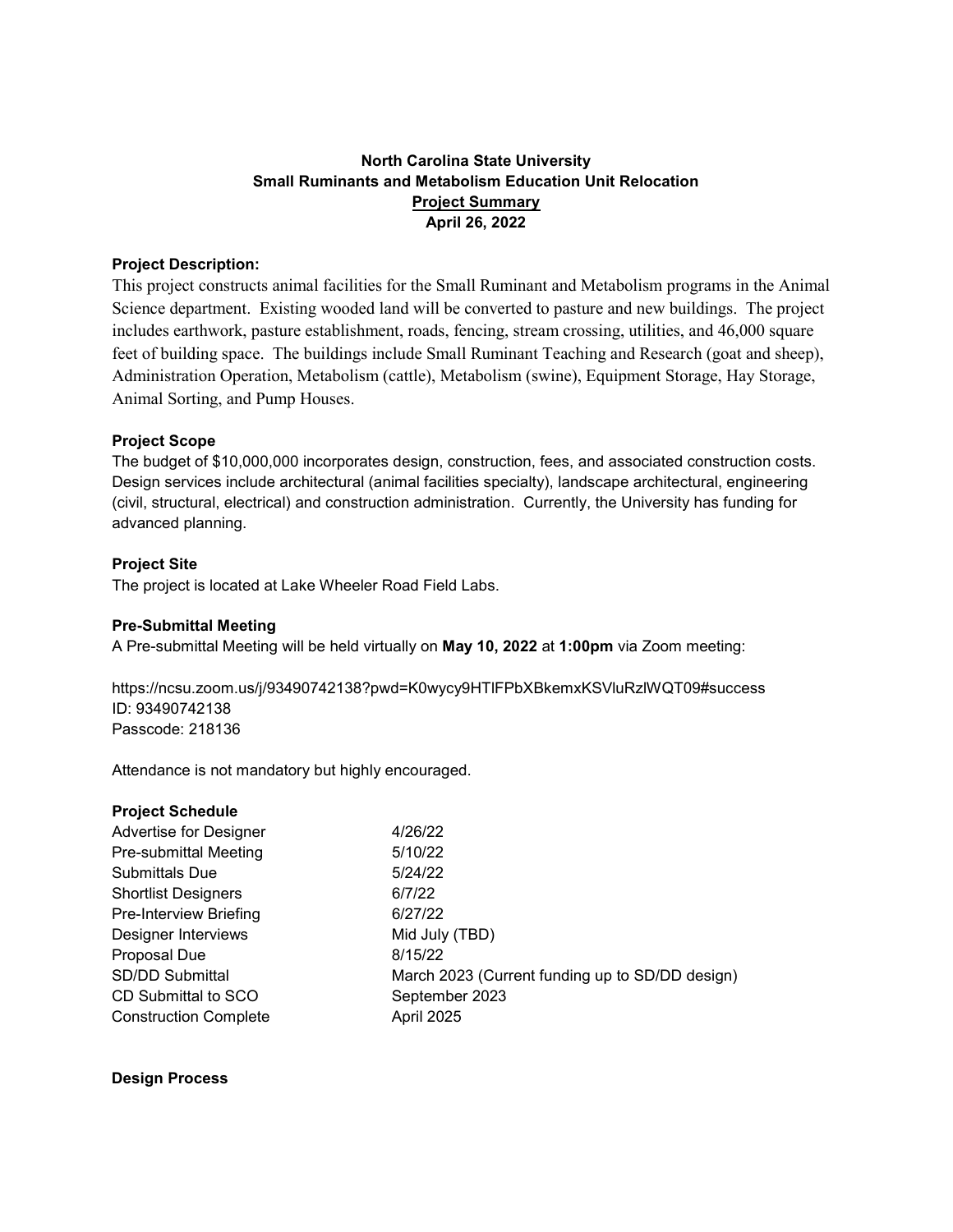**North Carolina State University**
**Small Ruminants and Metabolism Education Unit Relocation**
**Project Summary**
**April 26, 2022**

### Project Description:

This project constructs animal facilities for the Small Ruminant and Metabolism programs in the Animal Science department. Existing wooded land will be converted to pasture and new buildings. The project includes earthwork, pasture establishment, roads, fencing, stream crossing, utilities, and 46,000 square feet of building space. The buildings include Small Ruminant Teaching and Research (goat and sheep), Administration Operation, Metabolism (cattle), Metabolism (swine), Equipment Storage, Hay Storage, Animal Sorting, and Pump Houses.

### Project Scope

The budget of $10,000,000 incorporates design, construction, fees, and associated construction costs. Design services include architectural (animal facilities specialty), landscape architectural, engineering (civil, structural, electrical) and construction administration. Currently, the University has funding for advanced planning.

### Project Site

The project is located at Lake Wheeler Road Field Labs.

### Pre-Submittal Meeting

A Pre-submittal Meeting will be held virtually on **May 10, 2022** at **1:00pm** via Zoom meeting:

https://ncsu.zoom.us/j/93490742138?pwd=K0wycy9HTlFPbXBkemxKSVluRzlWQT09#success
ID: 93490742138
Passcode: 218136

Attendance is not mandatory but highly encouraged.

### Project Schedule

| | |
|---|---|
| Advertise for Designer | 4/26/22 |
| Pre-submittal Meeting | 5/10/22 |
| Submittals Due | 5/24/22 |
| Shortlist Designers | 6/7/22 |
| Pre-Interview Briefing | 6/27/22 |
| Designer Interviews | Mid July (TBD) |
| Proposal Due | 8/15/22 |
| SD/DD Submittal | March 2023 (Current funding up to SD/DD design) |
| CD Submittal to SCO | September 2023 |
| Construction Complete | April 2025 |

### Design Process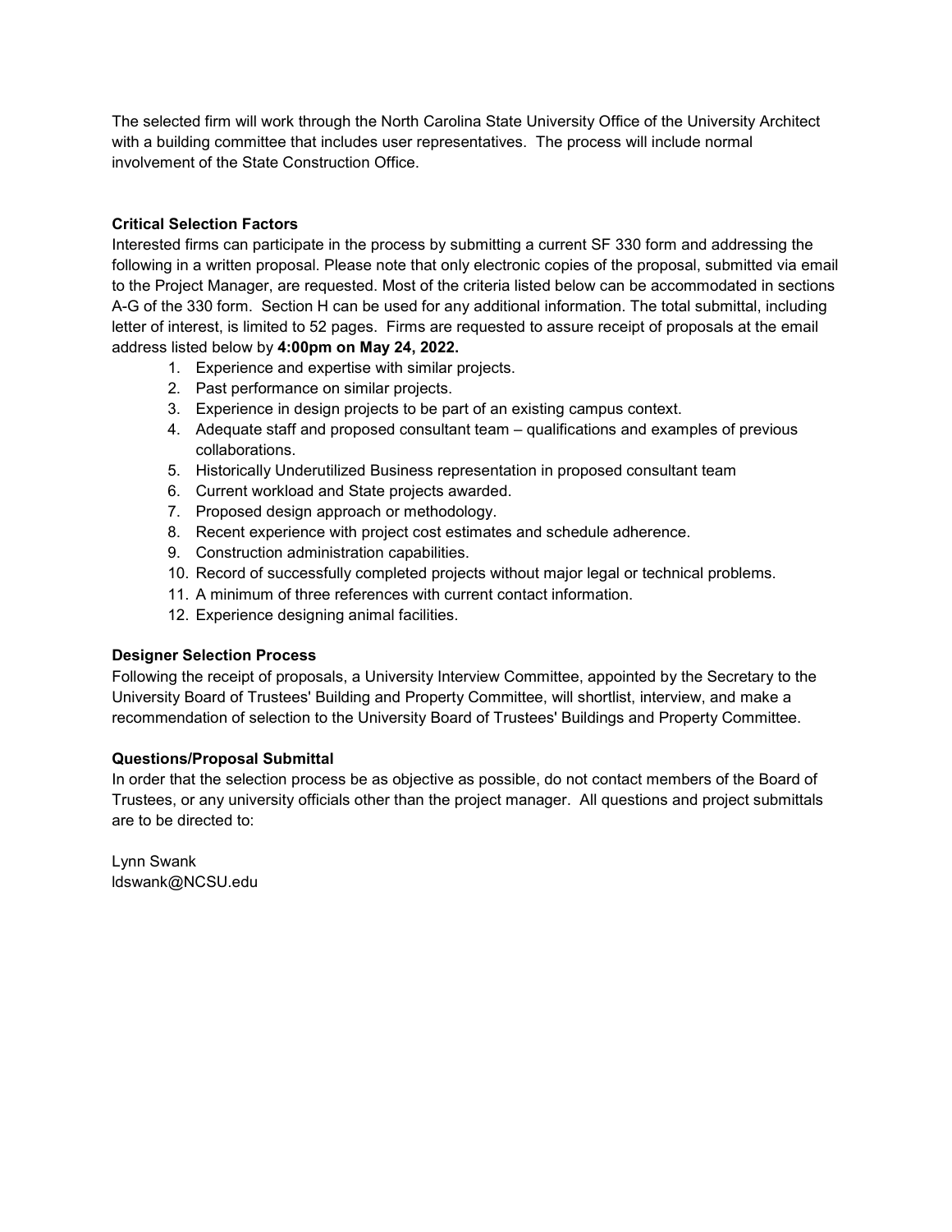The selected firm will work through the North Carolina State University Office of the University Architect with a building committee that includes user representatives. The process will include normal involvement of the State Construction Office.

**Critical Selection Factors**

Interested firms can participate in the process by submitting a current SF 330 form and addressing the following in a written proposal. Please note that only electronic copies of the proposal, submitted via email to the Project Manager, are requested. Most of the criteria listed below can be accommodated in sections A-G of the 330 form. Section H can be used for any additional information. The total submittal, including letter of interest, is limited to 52 pages. Firms are requested to assure receipt of proposals at the email address listed below by **4:00pm on May 24, 2022.**

1. Experience and expertise with similar projects.
2. Past performance on similar projects.
3. Experience in design projects to be part of an existing campus context.
4. Adequate staff and proposed consultant team – qualifications and examples of previous collaborations.
5. Historically Underutilized Business representation in proposed consultant team
6. Current workload and State projects awarded.
7. Proposed design approach or methodology.
8. Recent experience with project cost estimates and schedule adherence.
9. Construction administration capabilities.
10. Record of successfully completed projects without major legal or technical problems.
11. A minimum of three references with current contact information.
12. Experience designing animal facilities.

**Designer Selection Process**

Following the receipt of proposals, a University Interview Committee, appointed by the Secretary to the University Board of Trustees' Building and Property Committee, will shortlist, interview, and make a recommendation of selection to the University Board of Trustees' Buildings and Property Committee.

**Questions/Proposal Submittal**

In order that the selection process be as objective as possible, do not contact members of the Board of Trustees, or any university officials other than the project manager. All questions and project submittals are to be directed to:

Lynn Swank
ldswank@NCSU.edu